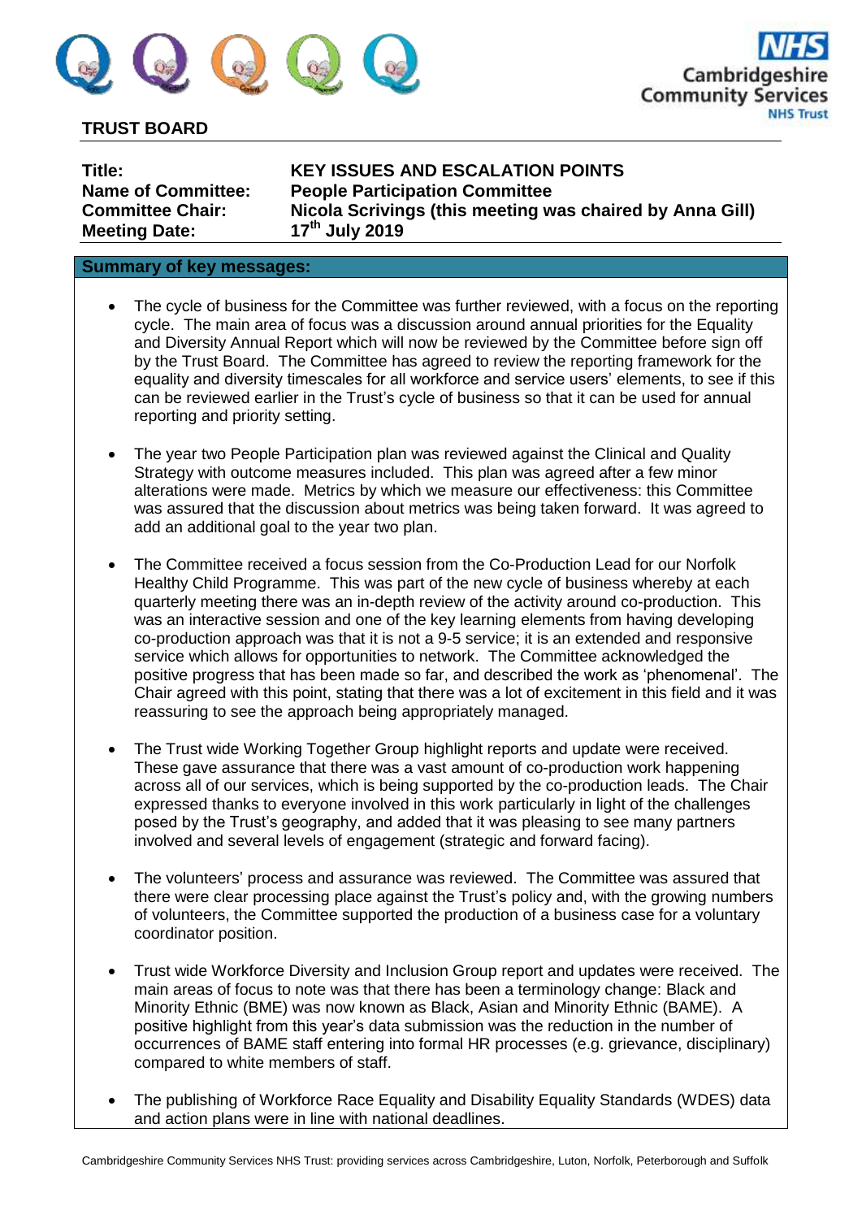**TRUST BOARD**

| | |
|---|---|
| **Title:** | **KEY ISSUES AND ESCALATION POINTS** |
| **Name of Committee:** | **People Participation Committee** |
| **Committee Chair:** | **Nicola Scrivings (this meeting was chaired by Anna Gill)** |
| **Meeting Date:** | **17th July 2019** |

**Summary of key messages:**

- The cycle of business for the Committee was further reviewed, with a focus on the reporting cycle. The main area of focus was a discussion around annual priorities for the Equality and Diversity Annual Report which will now be reviewed by the Committee before sign off by the Trust Board. The Committee has agreed to review the reporting framework for the equality and diversity timescales for all workforce and service users' elements, to see if this can be reviewed earlier in the Trust's cycle of business so that it can be used for annual reporting and priority setting.

- The year two People Participation plan was reviewed against the Clinical and Quality Strategy with outcome measures included. This plan was agreed after a few minor alterations were made. Metrics by which we measure our effectiveness: this Committee was assured that the discussion about metrics was being taken forward. It was agreed to add an additional goal to the year two plan.

- The Committee received a focus session from the Co-Production Lead for our Norfolk Healthy Child Programme. This was part of the new cycle of business whereby at each quarterly meeting there was an in-depth review of the activity around co-production. This was an interactive session and one of the key learning elements from having developing co-production approach was that it is not a 9-5 service; it is an extended and responsive service which allows for opportunities to network. The Committee acknowledged the positive progress that has been made so far, and described the work as 'phenomenal'. The Chair agreed with this point, stating that there was a lot of excitement in this field and it was reassuring to see the approach being appropriately managed.

- The Trust wide Working Together Group highlight reports and update were received. These gave assurance that there was a vast amount of co-production work happening across all of our services, which is being supported by the co-production leads. The Chair expressed thanks to everyone involved in this work particularly in light of the challenges posed by the Trust's geography, and added that it was pleasing to see many partners involved and several levels of engagement (strategic and forward facing).

- The volunteers' process and assurance was reviewed. The Committee was assured that there were clear processing place against the Trust's policy and, with the growing numbers of volunteers, the Committee supported the production of a business case for a voluntary coordinator position.

- Trust wide Workforce Diversity and Inclusion Group report and updates were received. The main areas of focus to note was that there has been a terminology change: Black and Minority Ethnic (BME) was now known as Black, Asian and Minority Ethnic (BAME). A positive highlight from this year's data submission was the reduction in the number of occurrences of BAME staff entering into formal HR processes (e.g. grievance, disciplinary) compared to white members of staff.

- The publishing of Workforce Race Equality and Disability Equality Standards (WDES) data and action plans were in line with national deadlines.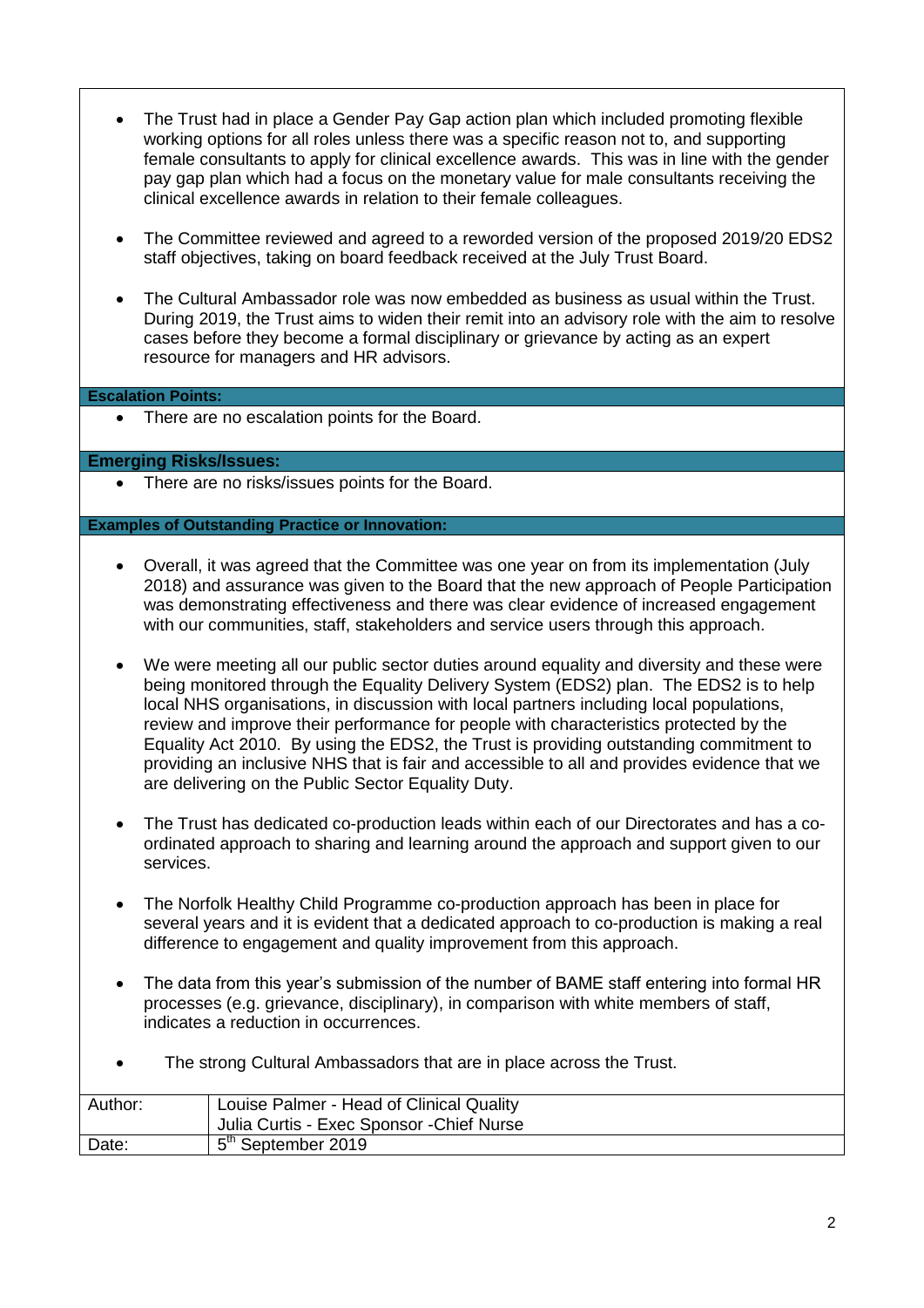- The Trust had in place a Gender Pay Gap action plan which included promoting flexible working options for all roles unless there was a specific reason not to, and supporting female consultants to apply for clinical excellence awards. This was in line with the gender pay gap plan which had a focus on the monetary value for male consultants receiving the clinical excellence awards in relation to their female colleagues.

- The Committee reviewed and agreed to a reworded version of the proposed 2019/20 EDS2 staff objectives, taking on board feedback received at the July Trust Board.

- The Cultural Ambassador role was now embedded as business as usual within the Trust. During 2019, the Trust aims to widen their remit into an advisory role with the aim to resolve cases before they become a formal disciplinary or grievance by acting as an expert resource for managers and HR advisors.

**Escalation Points:**

- There are no escalation points for the Board.

**Emerging Risks/Issues:**

- There are no risks/issues points for the Board.

**Examples of Outstanding Practice or Innovation:**

- Overall, it was agreed that the Committee was one year on from its implementation (July 2018) and assurance was given to the Board that the new approach of People Participation was demonstrating effectiveness and there was clear evidence of increased engagement with our communities, staff, stakeholders and service users through this approach.

- We were meeting all our public sector duties around equality and diversity and these were being monitored through the Equality Delivery System (EDS2) plan. The EDS2 is to help local NHS organisations, in discussion with local partners including local populations, review and improve their performance for people with characteristics protected by the Equality Act 2010. By using the EDS2, the Trust is providing outstanding commitment to providing an inclusive NHS that is fair and accessible to all and provides evidence that we are delivering on the Public Sector Equality Duty.

- The Trust has dedicated co-production leads within each of our Directorates and has a co-ordinated approach to sharing and learning around the approach and support given to our services.

- The Norfolk Healthy Child Programme co-production approach has been in place for several years and it is evident that a dedicated approach to co-production is making a real difference to engagement and quality improvement from this approach.

- The data from this year's submission of the number of BAME staff entering into formal HR processes (e.g. grievance, disciplinary), in comparison with white members of staff, indicates a reduction in occurrences.

- The strong Cultural Ambassadors that are in place across the Trust.

| | |
|---|---|
| Author: | Louise Palmer - Head of Clinical Quality<br>Julia Curtis - Exec Sponsor -Chief Nurse |
| Date: | 5th September 2019 |